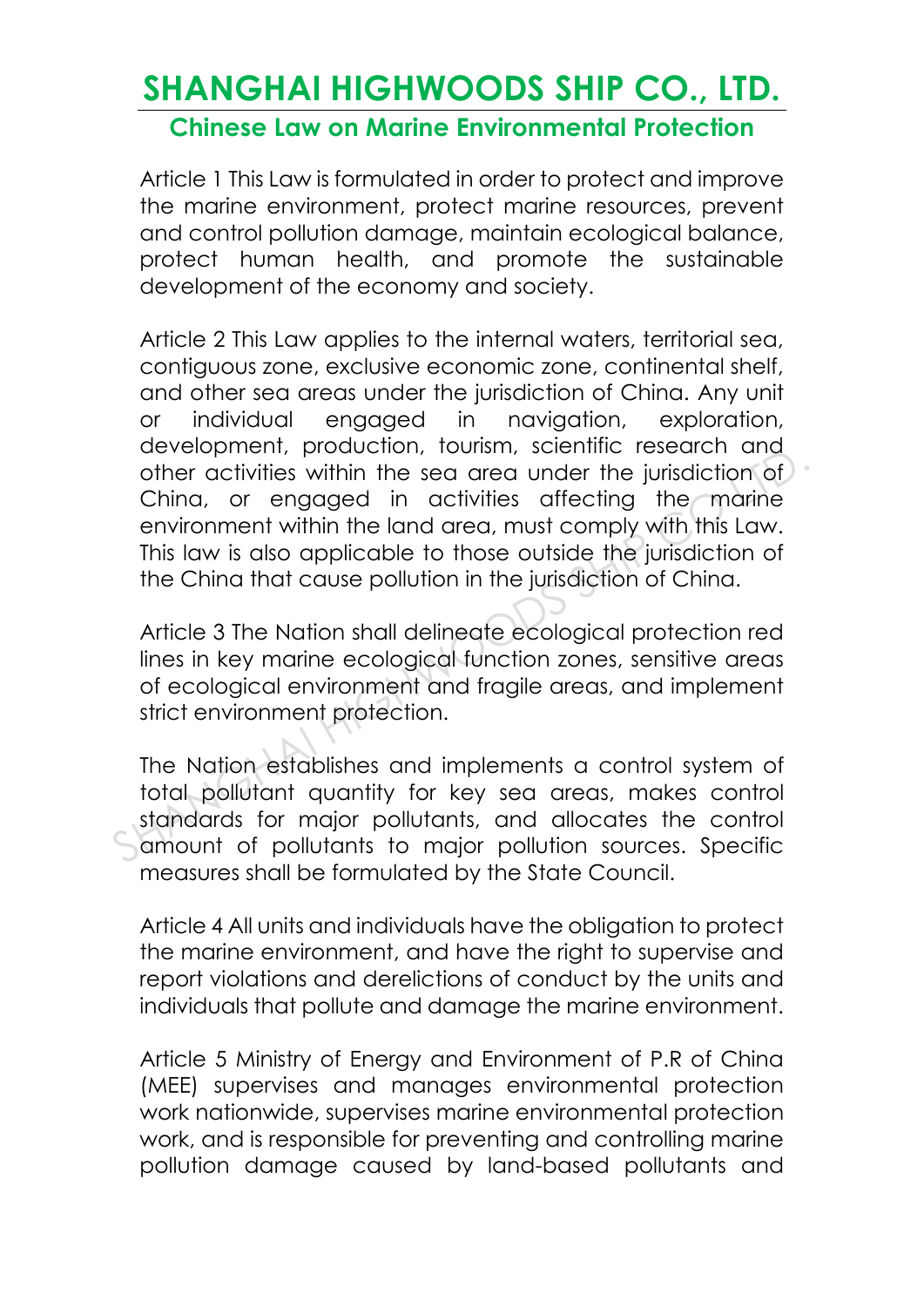# SHANGHAI HIGHWOODS SHIP CO., LTD.

## Chinese Law on Marine Environmental Protection

Article 1 This Law is formulated in order to protect and improve the marine environment, protect marine resources, prevent and control pollution damage, maintain ecological balance, protect human health, and promote the sustainable development of the economy and society.

Article 2 This Law applies to the internal waters, territorial sea, contiguous zone, exclusive economic zone, continental shelf, and other sea areas under the jurisdiction of China. Any unit or individual engaged in navigation, exploration, development, production, tourism, scientific research and other activities within the sea area under the jurisdiction of China, or engaged in activities affecting the marine environment within the land area, must comply with this Law. This law is also applicable to those outside the jurisdiction of the China that cause pollution in the jurisdiction of China.

Article 3 The Nation shall delineate ecological protection red lines in key marine ecological function zones, sensitive areas of ecological environment and fragile areas, and implement strict environment protection.

The Nation establishes and implements a control system of total pollutant quantity for key sea areas, makes control standards for major pollutants, and allocates the control amount of pollutants to major pollution sources. Specific measures shall be formulated by the State Council.

Article 4 All units and individuals have the obligation to protect the marine environment, and have the right to supervise and report violations and derelictions of conduct by the units and individuals that pollute and damage the marine environment.

Article 5 Ministry of Energy and Environment of P.R of China (MEE) supervises and manages environmental protection work nationwide, supervises marine environmental protection work, and is responsible for preventing and controlling marine pollution damage caused by land-based pollutants and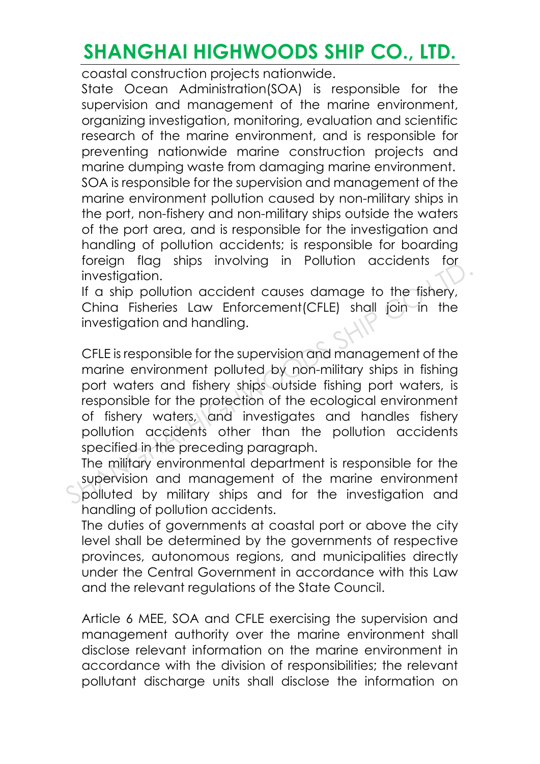coastal construction projects nationwide.

State Ocean Administration(SOA) is responsible for the supervision and management of the marine environment, organizing investigation, monitoring, evaluation and scientific research of the marine environment, and is responsible for preventing nationwide marine construction projects and marine dumping waste from damaging marine environment.

SOA is responsible for the supervision and management of the marine environment pollution caused by non-military ships in the port, non-fishery and non-military ships outside the waters of the port area, and is responsible for the investigation and handling of pollution accidents; is responsible for boarding foreign flag ships involving in Pollution accidents for investigation.

If a ship pollution accident causes damage to the fishery, China Fisheries Law Enforcement(CFLE) shall join in the investigation and handling.

CFLE is responsible for the supervision and management of the marine environment polluted by non-military ships in fishing port waters and fishery ships outside fishing port waters, is responsible for the protection of the ecological environment of fishery waters, and investigates and handles fishery pollution accidents other than the pollution accidents specified in the preceding paragraph.

The military environmental department is responsible for the supervision and management of the marine environment polluted by military ships and for the investigation and handling of pollution accidents.

The duties of governments at coastal port or above the city level shall be determined by the governments of respective provinces, autonomous regions, and municipalities directly under the Central Government in accordance with this Law and the relevant regulations of the State Council.

Article 6 MEE, SOA and CFLE exercising the supervision and management authority over the marine environment shall disclose relevant information on the marine environment in accordance with the division of responsibilities; the relevant pollutant discharge units shall disclose the information on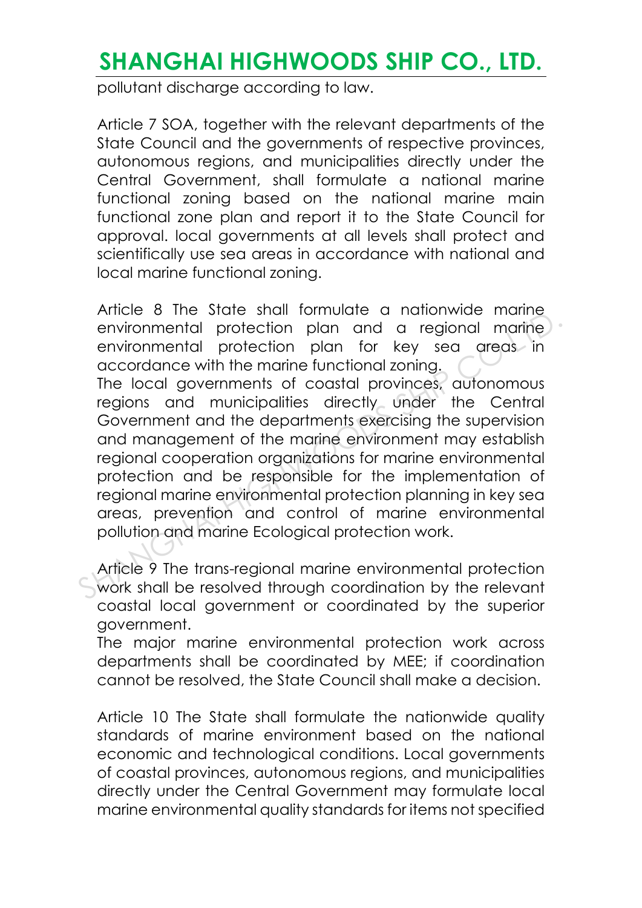pollutant discharge according to law.

Article 7 SOA, together with the relevant departments of the State Council and the governments of respective provinces, autonomous regions, and municipalities directly under the Central Government, shall formulate a national marine functional zoning based on the national marine main functional zone plan and report it to the State Council for approval. local governments at all levels shall protect and scientifically use sea areas in accordance with national and local marine functional zoning.

Article 8 The State shall formulate a nationwide marine environmental protection plan and a regional marine environmental protection plan for key sea areas in accordance with the marine functional zoning.
The local governments of coastal provinces, autonomous regions and municipalities directly under the Central Government and the departments exercising the supervision and management of the marine environment may establish regional cooperation organizations for marine environmental protection and be responsible for the implementation of regional marine environmental protection planning in key sea areas, prevention and control of marine environmental pollution and marine Ecological protection work.

Article 9 The trans-regional marine environmental protection work shall be resolved through coordination by the relevant coastal local government or coordinated by the superior government.
The major marine environmental protection work across departments shall be coordinated by MEE; if coordination cannot be resolved, the State Council shall make a decision.

Article 10 The State shall formulate the nationwide quality standards of marine environment based on the national economic and technological conditions. Local governments of coastal provinces, autonomous regions, and municipalities directly under the Central Government may formulate local marine environmental quality standards for items not specified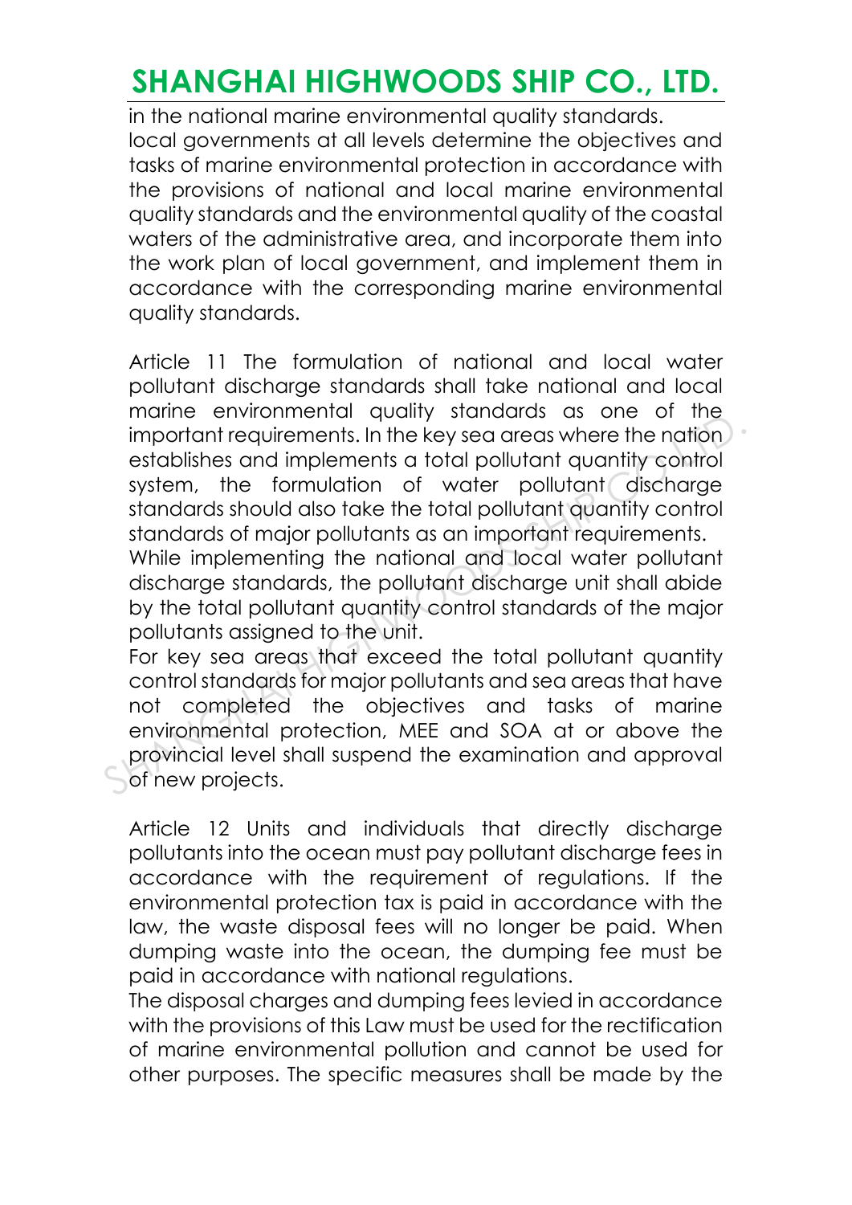in the national marine environmental quality standards.
local governments at all levels determine the objectives and tasks of marine environmental protection in accordance with the provisions of national and local marine environmental quality standards and the environmental quality of the coastal waters of the administrative area, and incorporate them into the work plan of local government, and implement them in accordance with the corresponding marine environmental quality standards.

Article 11 The formulation of national and local water pollutant discharge standards shall take national and local marine environmental quality standards as one of the important requirements. In the key sea areas where the nation establishes and implements a total pollutant quantity control system, the formulation of water pollutant discharge standards should also take the total pollutant quantity control standards of major pollutants as an important requirements.
While implementing the national and local water pollutant discharge standards, the pollutant discharge unit shall abide by the total pollutant quantity control standards of the major pollutants assigned to the unit.
For key sea areas that exceed the total pollutant quantity control standards for major pollutants and sea areas that have not completed the objectives and tasks of marine environmental protection, MEE and SOA at or above the provincial level shall suspend the examination and approval of new projects.

Article 12 Units and individuals that directly discharge pollutants into the ocean must pay pollutant discharge fees in accordance with the requirement of regulations. If the environmental protection tax is paid in accordance with the law, the waste disposal fees will no longer be paid. When dumping waste into the ocean, the dumping fee must be paid in accordance with national regulations.
The disposal charges and dumping fees levied in accordance with the provisions of this Law must be used for the rectification of marine environmental pollution and cannot be used for other purposes. The specific measures shall be made by the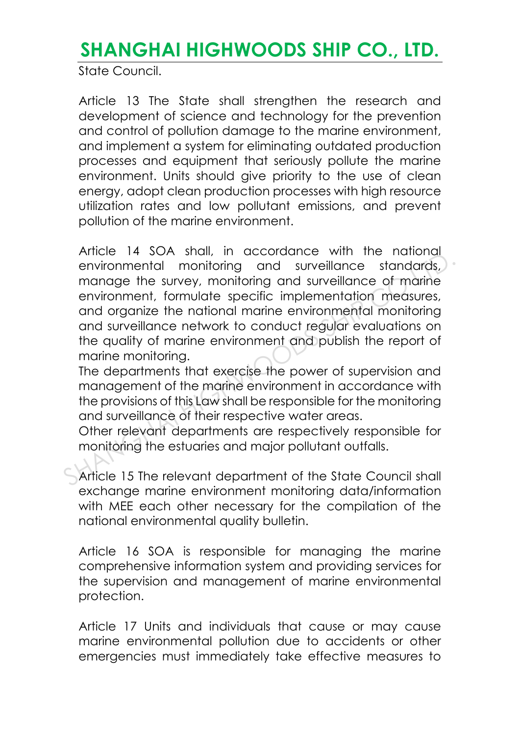State Council.

Article 13 The State shall strengthen the research and development of science and technology for the prevention and control of pollution damage to the marine environment, and implement a system for eliminating outdated production processes and equipment that seriously pollute the marine environment. Units should give priority to the use of clean energy, adopt clean production processes with high resource utilization rates and low pollutant emissions, and prevent pollution of the marine environment.

Article 14 SOA shall, in accordance with the national environmental monitoring and surveillance standards, manage the survey, monitoring and surveillance of marine environment, formulate specific implementation measures, and organize the national marine environmental monitoring and surveillance network to conduct regular evaluations on the quality of marine environment and publish the report of marine monitoring.

The departments that exercise the power of supervision and management of the marine environment in accordance with the provisions of this Law shall be responsible for the monitoring and surveillance of their respective water areas.

Other relevant departments are respectively responsible for monitoring the estuaries and major pollutant outfalls.

Article 15 The relevant department of the State Council shall exchange marine environment monitoring data/information with MEE each other necessary for the compilation of the national environmental quality bulletin.

Article 16 SOA is responsible for managing the marine comprehensive information system and providing services for the supervision and management of marine environmental protection.

Article 17 Units and individuals that cause or may cause marine environmental pollution due to accidents or other emergencies must immediately take effective measures to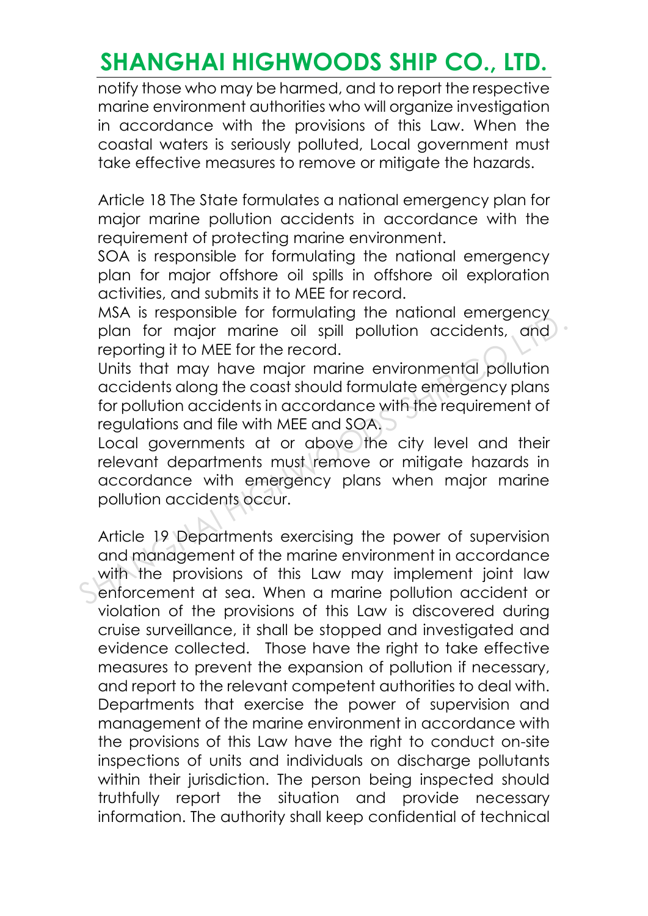notify those who may be harmed, and to report the respective marine environment authorities who will organize investigation in accordance with the provisions of this Law. When the coastal waters is seriously polluted, Local government must take effective measures to remove or mitigate the hazards.

Article 18 The State formulates a national emergency plan for major marine pollution accidents in accordance with the requirement of protecting marine environment.

SOA is responsible for formulating the national emergency plan for major offshore oil spills in offshore oil exploration activities, and submits it to MEE for record.

MSA is responsible for formulating the national emergency plan for major marine oil spill pollution accidents, and reporting it to MEE for the record.

Units that may have major marine environmental pollution accidents along the coast should formulate emergency plans for pollution accidents in accordance with the requirement of regulations and file with MEE and SOA.

Local governments at or above the city level and their relevant departments must remove or mitigate hazards in accordance with emergency plans when major marine pollution accidents occur.

Article 19 Departments exercising the power of supervision and management of the marine environment in accordance with the provisions of this Law may implement joint law enforcement at sea. When a marine pollution accident or violation of the provisions of this Law is discovered during cruise surveillance, it shall be stopped and investigated and evidence collected. Those have the right to take effective measures to prevent the expansion of pollution if necessary, and report to the relevant competent authorities to deal with. Departments that exercise the power of supervision and management of the marine environment in accordance with the provisions of this Law have the right to conduct on-site inspections of units and individuals on discharge pollutants within their jurisdiction. The person being inspected should truthfully report the situation and provide necessary information. The authority shall keep confidential of technical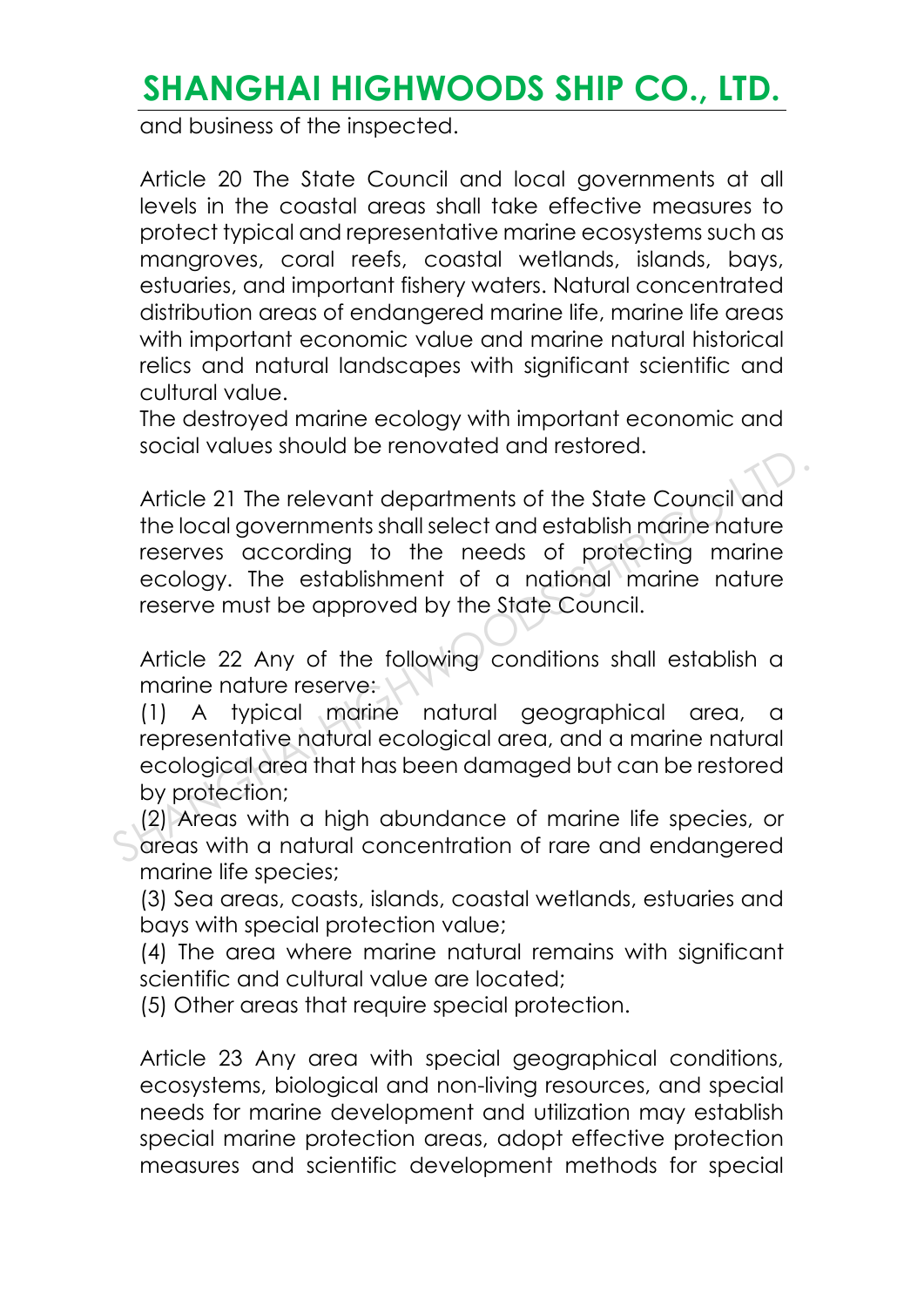and business of the inspected.

Article 20 The State Council and local governments at all levels in the coastal areas shall take effective measures to protect typical and representative marine ecosystems such as mangroves, coral reefs, coastal wetlands, islands, bays, estuaries, and important fishery waters. Natural concentrated distribution areas of endangered marine life, marine life areas with important economic value and marine natural historical relics and natural landscapes with significant scientific and cultural value.
The destroyed marine ecology with important economic and social values should be renovated and restored.

Article 21 The relevant departments of the State Council and the local governments shall select and establish marine nature reserves according to the needs of protecting marine ecology. The establishment of a national marine nature reserve must be approved by the State Council.

Article 22 Any of the following conditions shall establish a marine nature reserve:
(1) A typical marine natural geographical area, a representative natural ecological area, and a marine natural ecological area that has been damaged but can be restored by protection;
(2) Areas with a high abundance of marine life species, or areas with a natural concentration of rare and endangered marine life species;
(3) Sea areas, coasts, islands, coastal wetlands, estuaries and bays with special protection value;
(4) The area where marine natural remains with significant scientific and cultural value are located;
(5) Other areas that require special protection.

Article 23 Any area with special geographical conditions, ecosystems, biological and non-living resources, and special needs for marine development and utilization may establish special marine protection areas, adopt effective protection measures and scientific development methods for special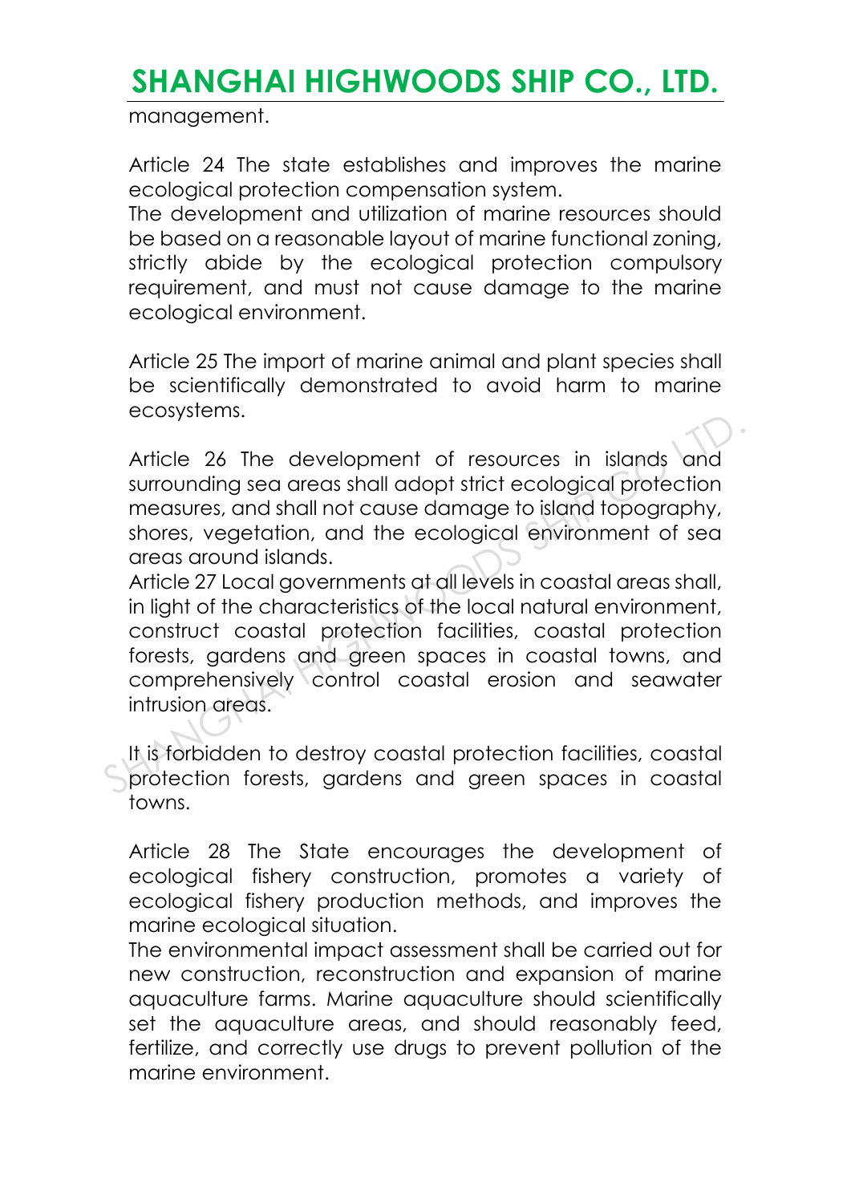management.

Article 24 The state establishes and improves the marine ecological protection compensation system.

The development and utilization of marine resources should be based on a reasonable layout of marine functional zoning, strictly abide by the ecological protection compulsory requirement, and must not cause damage to the marine ecological environment.

Article 25 The import of marine animal and plant species shall be scientifically demonstrated to avoid harm to marine ecosystems.

Article 26 The development of resources in islands and surrounding sea areas shall adopt strict ecological protection measures, and shall not cause damage to island topography, shores, vegetation, and the ecological environment of sea areas around islands.

Article 27 Local governments at all levels in coastal areas shall, in light of the characteristics of the local natural environment, construct coastal protection facilities, coastal protection forests, gardens and green spaces in coastal towns, and comprehensively control coastal erosion and seawater intrusion areas.

It is forbidden to destroy coastal protection facilities, coastal protection forests, gardens and green spaces in coastal towns.

Article 28 The State encourages the development of ecological fishery construction, promotes a variety of ecological fishery production methods, and improves the marine ecological situation.

The environmental impact assessment shall be carried out for new construction, reconstruction and expansion of marine aquaculture farms. Marine aquaculture should scientifically set the aquaculture areas, and should reasonably feed, fertilize, and correctly use drugs to prevent pollution of the marine environment.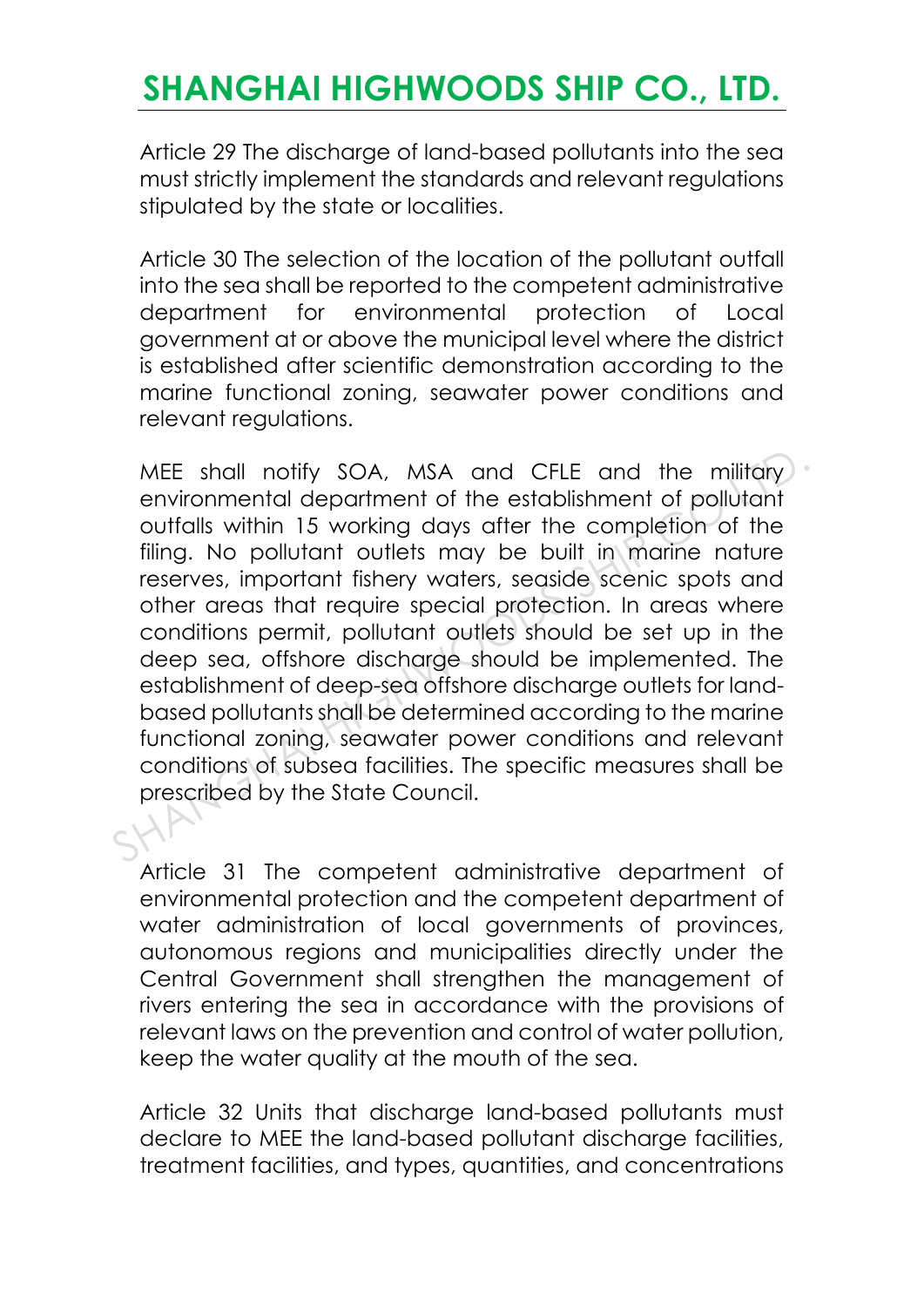Article 29 The discharge of land-based pollutants into the sea must strictly implement the standards and relevant regulations stipulated by the state or localities.

Article 30 The selection of the location of the pollutant outfall into the sea shall be reported to the competent administrative department for environmental protection of Local government at or above the municipal level where the district is established after scientific demonstration according to the marine functional zoning, seawater power conditions and relevant regulations.

MEE shall notify SOA, MSA and CFLE and the military environmental department of the establishment of pollutant outfalls within 15 working days after the completion of the filing. No pollutant outlets may be built in marine nature reserves, important fishery waters, seaside scenic spots and other areas that require special protection. In areas where conditions permit, pollutant outlets should be set up in the deep sea, offshore discharge should be implemented. The establishment of deep-sea offshore discharge outlets for land-based pollutants shall be determined according to the marine functional zoning, seawater power conditions and relevant conditions of subsea facilities. The specific measures shall be prescribed by the State Council.

Article 31 The competent administrative department of environmental protection and the competent department of water administration of local governments of provinces, autonomous regions and municipalities directly under the Central Government shall strengthen the management of rivers entering the sea in accordance with the provisions of relevant laws on the prevention and control of water pollution, keep the water quality at the mouth of the sea.

Article 32 Units that discharge land-based pollutants must declare to MEE the land-based pollutant discharge facilities, treatment facilities, and types, quantities, and concentrations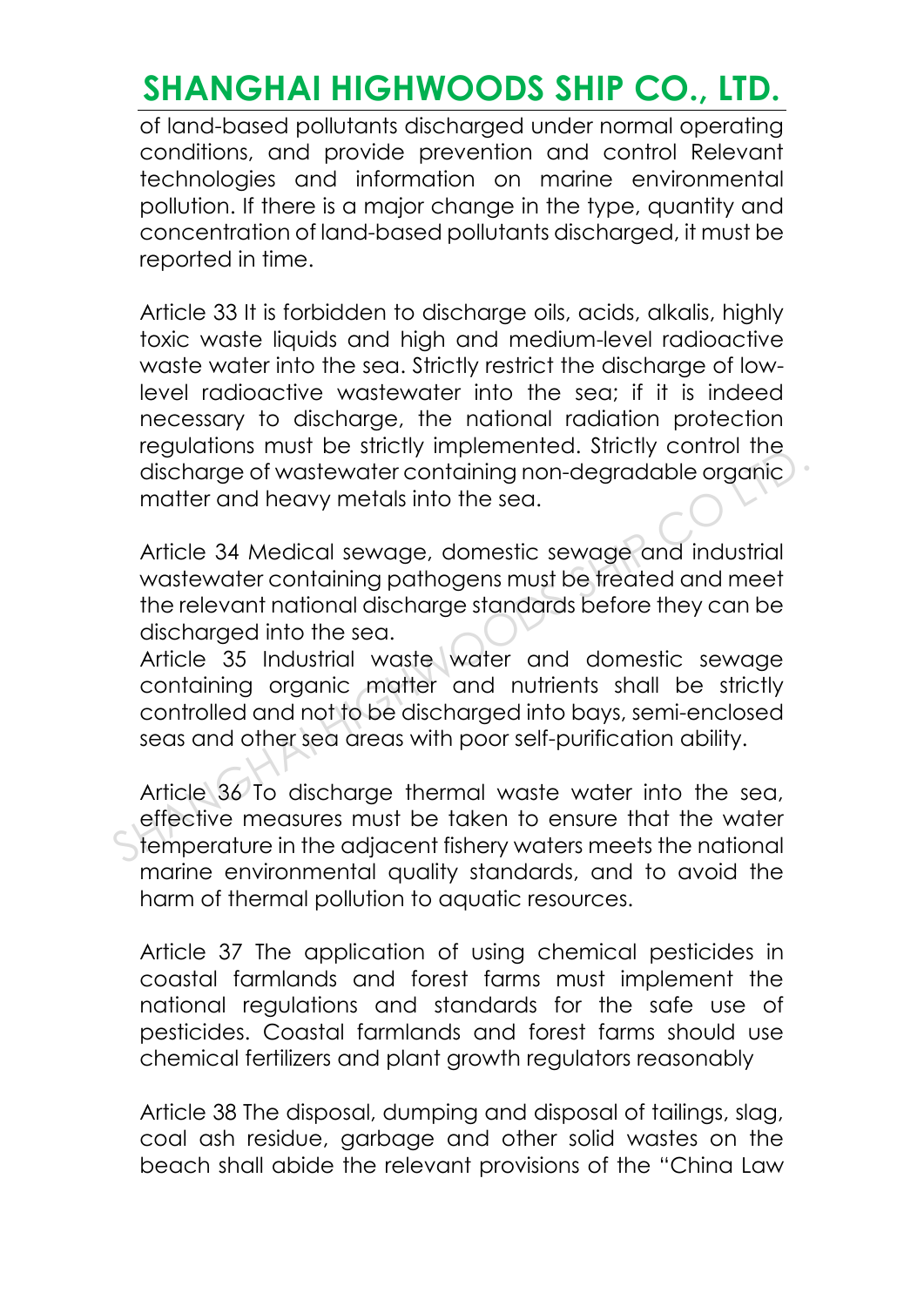of land-based pollutants discharged under normal operating conditions, and provide prevention and control Relevant technologies and information on marine environmental pollution. If there is a major change in the type, quantity and concentration of land-based pollutants discharged, it must be reported in time.

Article 33 It is forbidden to discharge oils, acids, alkalis, highly toxic waste liquids and high and medium-level radioactive waste water into the sea. Strictly restrict the discharge of low-level radioactive wastewater into the sea; if it is indeed necessary to discharge, the national radiation protection regulations must be strictly implemented. Strictly control the discharge of wastewater containing non-degradable organic matter and heavy metals into the sea.

Article 34 Medical sewage, domestic sewage and industrial wastewater containing pathogens must be treated and meet the relevant national discharge standards before they can be discharged into the sea.

Article 35 Industrial waste water and domestic sewage containing organic matter and nutrients shall be strictly controlled and not to be discharged into bays, semi-enclosed seas and other sea areas with poor self-purification ability.

Article 36 To discharge thermal waste water into the sea, effective measures must be taken to ensure that the water temperature in the adjacent fishery waters meets the national marine environmental quality standards, and to avoid the harm of thermal pollution to aquatic resources.

Article 37 The application of using chemical pesticides in coastal farmlands and forest farms must implement the national regulations and standards for the safe use of pesticides. Coastal farmlands and forest farms should use chemical fertilizers and plant growth regulators reasonably

Article 38 The disposal, dumping and disposal of tailings, slag, coal ash residue, garbage and other solid wastes on the beach shall abide the relevant provisions of the "China Law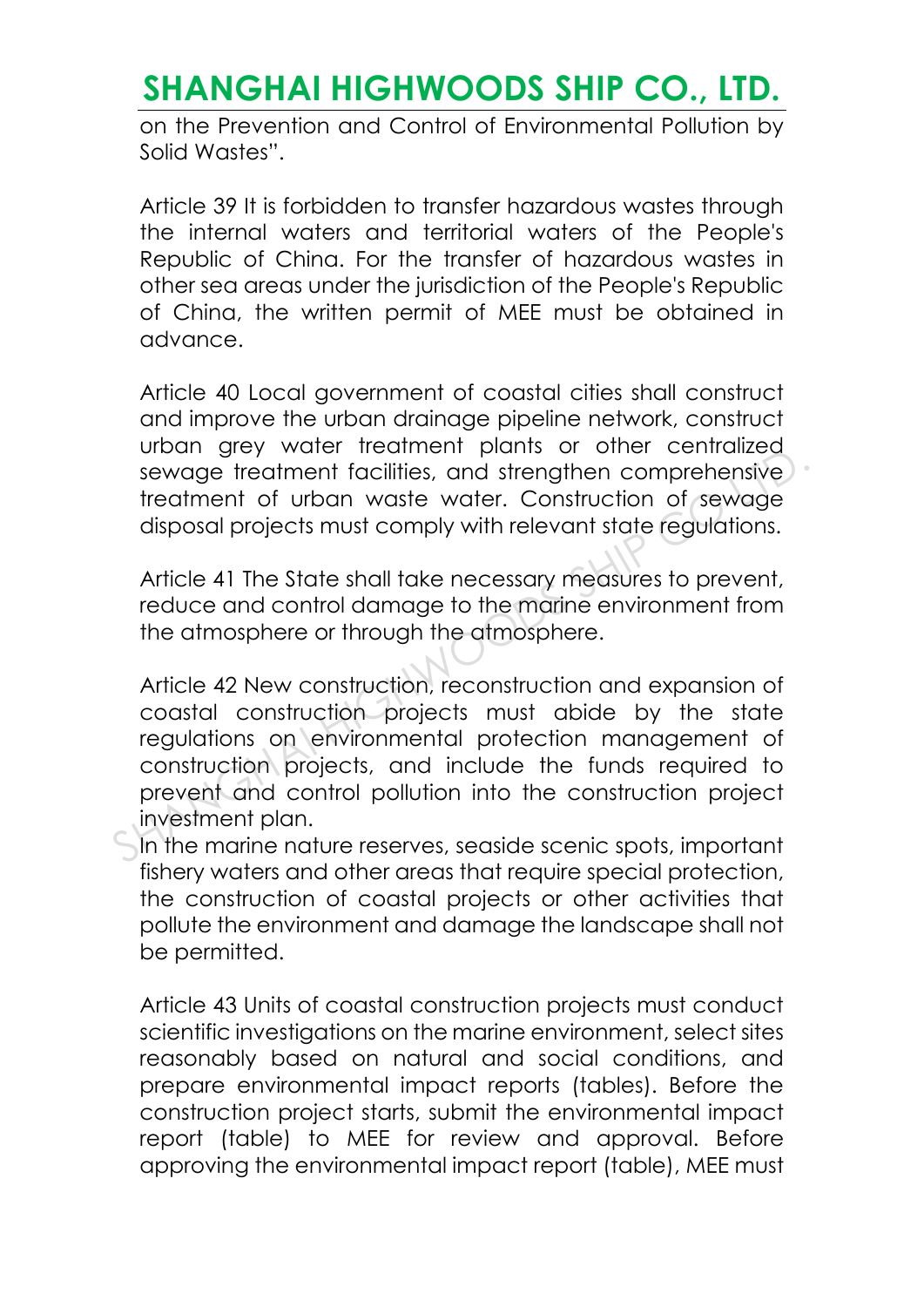on the Prevention and Control of Environmental Pollution by Solid Wastes".

Article 39 It is forbidden to transfer hazardous wastes through the internal waters and territorial waters of the People's Republic of China. For the transfer of hazardous wastes in other sea areas under the jurisdiction of the People's Republic of China, the written permit of MEE must be obtained in advance.

Article 40 Local government of coastal cities shall construct and improve the urban drainage pipeline network, construct urban grey water treatment plants or other centralized sewage treatment facilities, and strengthen comprehensive treatment of urban waste water. Construction of sewage disposal projects must comply with relevant state regulations.

Article 41 The State shall take necessary measures to prevent, reduce and control damage to the marine environment from the atmosphere or through the atmosphere.

Article 42 New construction, reconstruction and expansion of coastal construction projects must abide by the state regulations on environmental protection management of construction projects, and include the funds required to prevent and control pollution into the construction project investment plan.
In the marine nature reserves, seaside scenic spots, important fishery waters and other areas that require special protection, the construction of coastal projects or other activities that pollute the environment and damage the landscape shall not be permitted.

Article 43 Units of coastal construction projects must conduct scientific investigations on the marine environment, select sites reasonably based on natural and social conditions, and prepare environmental impact reports (tables). Before the construction project starts, submit the environmental impact report (table) to MEE for review and approval. Before approving the environmental impact report (table), MEE must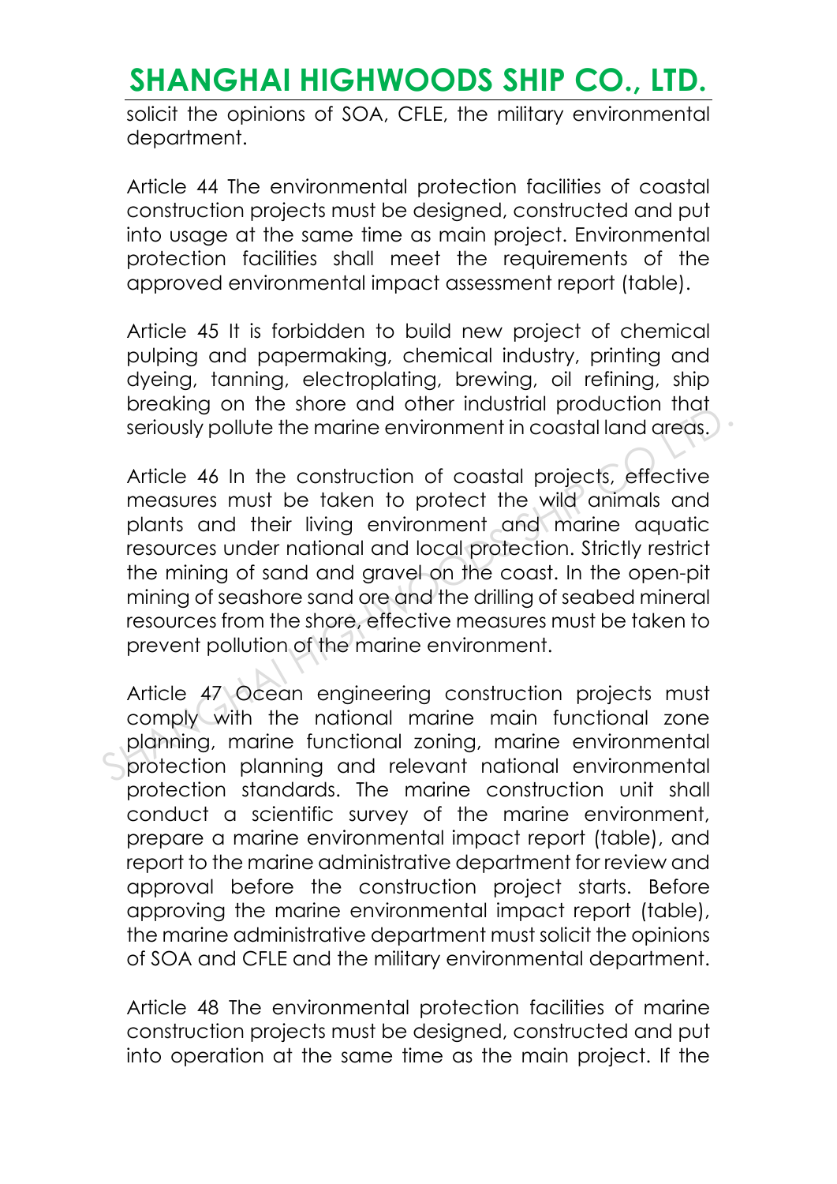solicit the opinions of SOA, CFLE, the military environmental department.

Article 44 The environmental protection facilities of coastal construction projects must be designed, constructed and put into usage at the same time as main project. Environmental protection facilities shall meet the requirements of the approved environmental impact assessment report (table).

Article 45 It is forbidden to build new project of chemical pulping and papermaking, chemical industry, printing and dyeing, tanning, electroplating, brewing, oil refining, ship breaking on the shore and other industrial production that seriously pollute the marine environment in coastal land areas.

Article 46 In the construction of coastal projects, effective measures must be taken to protect the wild animals and plants and their living environment and marine aquatic resources under national and local protection. Strictly restrict the mining of sand and gravel on the coast. In the open-pit mining of seashore sand ore and the drilling of seabed mineral resources from the shore, effective measures must be taken to prevent pollution of the marine environment.

Article 47 Ocean engineering construction projects must comply with the national marine main functional zone planning, marine functional zoning, marine environmental protection planning and relevant national environmental protection standards. The marine construction unit shall conduct a scientific survey of the marine environment, prepare a marine environmental impact report (table), and report to the marine administrative department for review and approval before the construction project starts. Before approving the marine environmental impact report (table), the marine administrative department must solicit the opinions of SOA and CFLE and the military environmental department.

Article 48 The environmental protection facilities of marine construction projects must be designed, constructed and put into operation at the same time as the main project. If the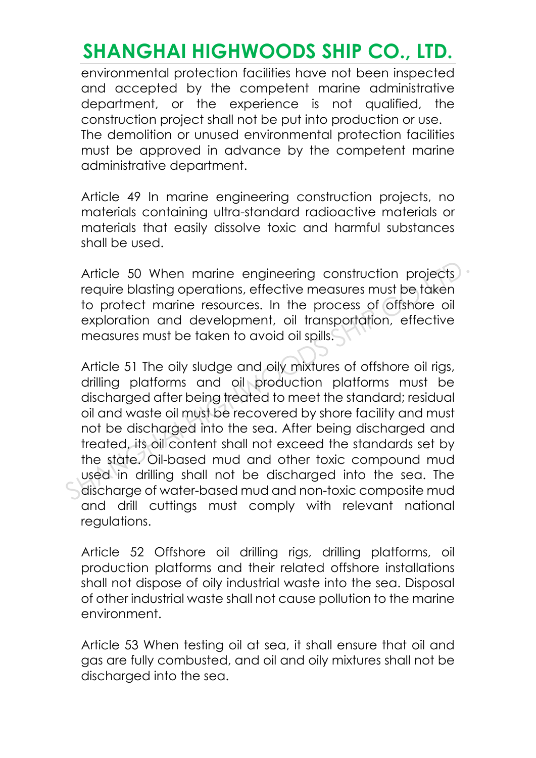environmental protection facilities have not been inspected and accepted by the competent marine administrative department, or the experience is not qualified, the construction project shall not be put into production or use.
The demolition or unused environmental protection facilities must be approved in advance by the competent marine administrative department.

Article 49 In marine engineering construction projects, no materials containing ultra-standard radioactive materials or materials that easily dissolve toxic and harmful substances shall be used.

Article 50 When marine engineering construction projects require blasting operations, effective measures must be taken to protect marine resources. In the process of offshore oil exploration and development, oil transportation, effective measures must be taken to avoid oil spills.

Article 51 The oily sludge and oily mixtures of offshore oil rigs, drilling platforms and oil production platforms must be discharged after being treated to meet the standard; residual oil and waste oil must be recovered by shore facility and must not be discharged into the sea. After being discharged and treated, its oil content shall not exceed the standards set by the state. Oil-based mud and other toxic compound mud used in drilling shall not be discharged into the sea. The discharge of water-based mud and non-toxic composite mud and drill cuttings must comply with relevant national regulations.

Article 52 Offshore oil drilling rigs, drilling platforms, oil production platforms and their related offshore installations shall not dispose of oily industrial waste into the sea. Disposal of other industrial waste shall not cause pollution to the marine environment.

Article 53 When testing oil at sea, it shall ensure that oil and gas are fully combusted, and oil and oily mixtures shall not be discharged into the sea.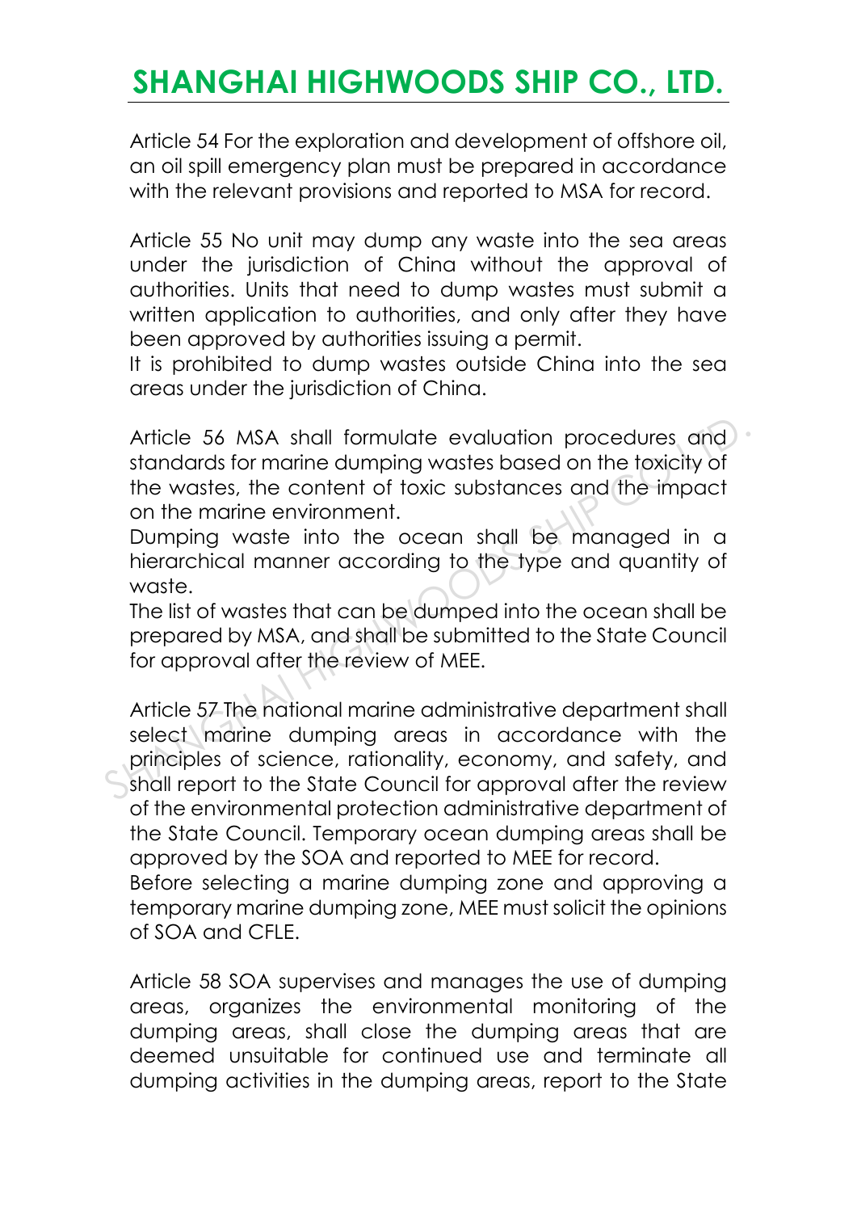Article 54 For the exploration and development of offshore oil, an oil spill emergency plan must be prepared in accordance with the relevant provisions and reported to MSA for record.

Article 55 No unit may dump any waste into the sea areas under the jurisdiction of China without the approval of authorities. Units that need to dump wastes must submit a written application to authorities, and only after they have been approved by authorities issuing a permit.
It is prohibited to dump wastes outside China into the sea areas under the jurisdiction of China.

Article 56 MSA shall formulate evaluation procedures and standards for marine dumping wastes based on the toxicity of the wastes, the content of toxic substances and the impact on the marine environment.
Dumping waste into the ocean shall be managed in a hierarchical manner according to the type and quantity of waste.
The list of wastes that can be dumped into the ocean shall be prepared by MSA, and shall be submitted to the State Council for approval after the review of MEE.

Article 57 The national marine administrative department shall select marine dumping areas in accordance with the principles of science, rationality, economy, and safety, and shall report to the State Council for approval after the review of the environmental protection administrative department of the State Council. Temporary ocean dumping areas shall be approved by the SOA and reported to MEE for record.
Before selecting a marine dumping zone and approving a temporary marine dumping zone, MEE must solicit the opinions of SOA and CFLE.

Article 58 SOA supervises and manages the use of dumping areas, organizes the environmental monitoring of the dumping areas, shall close the dumping areas that are deemed unsuitable for continued use and terminate all dumping activities in the dumping areas, report to the State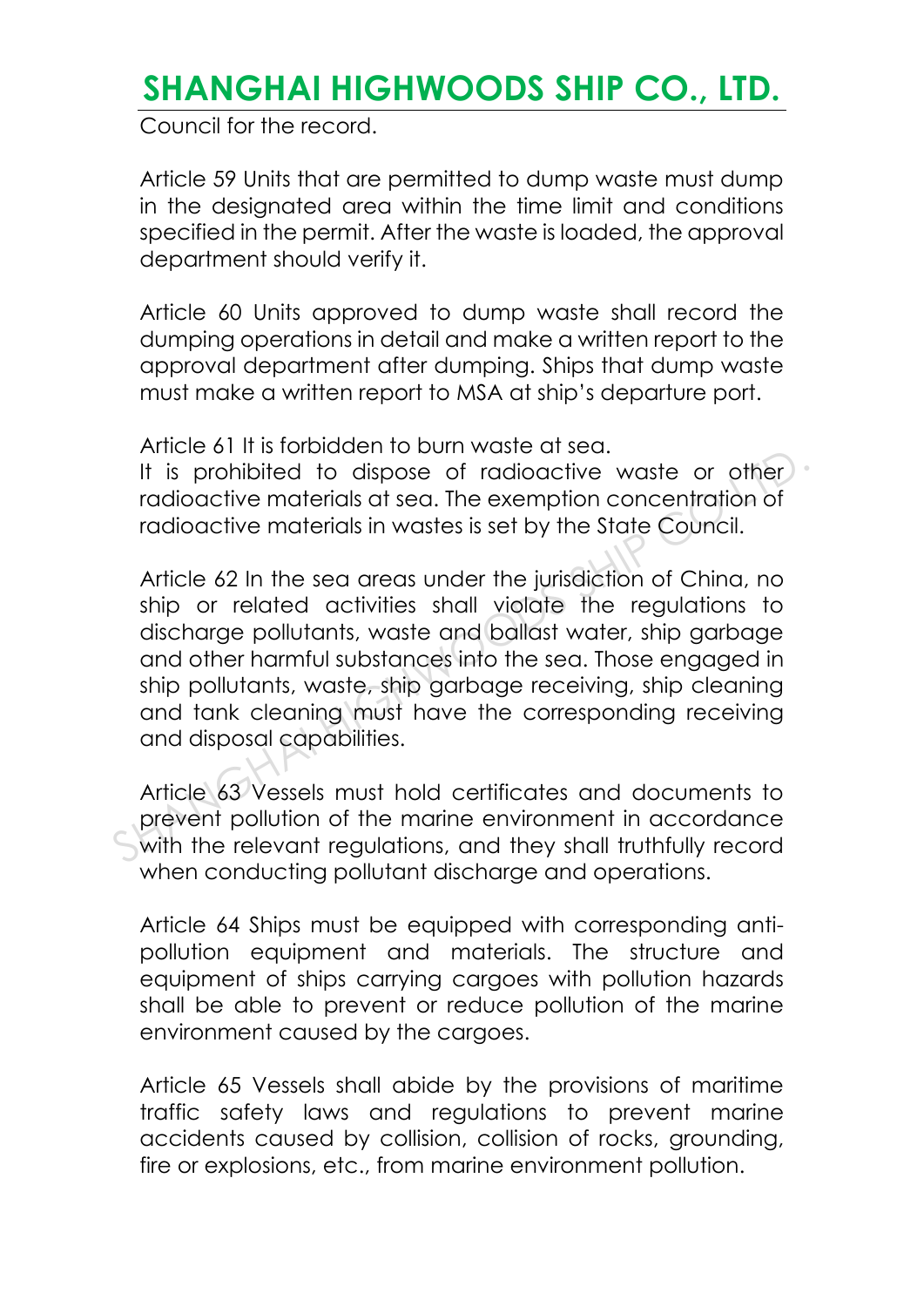Council for the record.

Article 59 Units that are permitted to dump waste must dump in the designated area within the time limit and conditions specified in the permit. After the waste is loaded, the approval department should verify it.

Article 60 Units approved to dump waste shall record the dumping operations in detail and make a written report to the approval department after dumping. Ships that dump waste must make a written report to MSA at ship's departure port.

Article 61 It is forbidden to burn waste at sea.
It is prohibited to dispose of radioactive waste or other radioactive materials at sea. The exemption concentration of radioactive materials in wastes is set by the State Council.

Article 62 In the sea areas under the jurisdiction of China, no ship or related activities shall violate the regulations to discharge pollutants, waste and ballast water, ship garbage and other harmful substances into the sea. Those engaged in ship pollutants, waste, ship garbage receiving, ship cleaning and tank cleaning must have the corresponding receiving and disposal capabilities.

Article 63 Vessels must hold certificates and documents to prevent pollution of the marine environment in accordance with the relevant regulations, and they shall truthfully record when conducting pollutant discharge and operations.

Article 64 Ships must be equipped with corresponding anti-pollution equipment and materials. The structure and equipment of ships carrying cargoes with pollution hazards shall be able to prevent or reduce pollution of the marine environment caused by the cargoes.

Article 65 Vessels shall abide by the provisions of maritime traffic safety laws and regulations to prevent marine accidents caused by collision, collision of rocks, grounding, fire or explosions, etc., from marine environment pollution.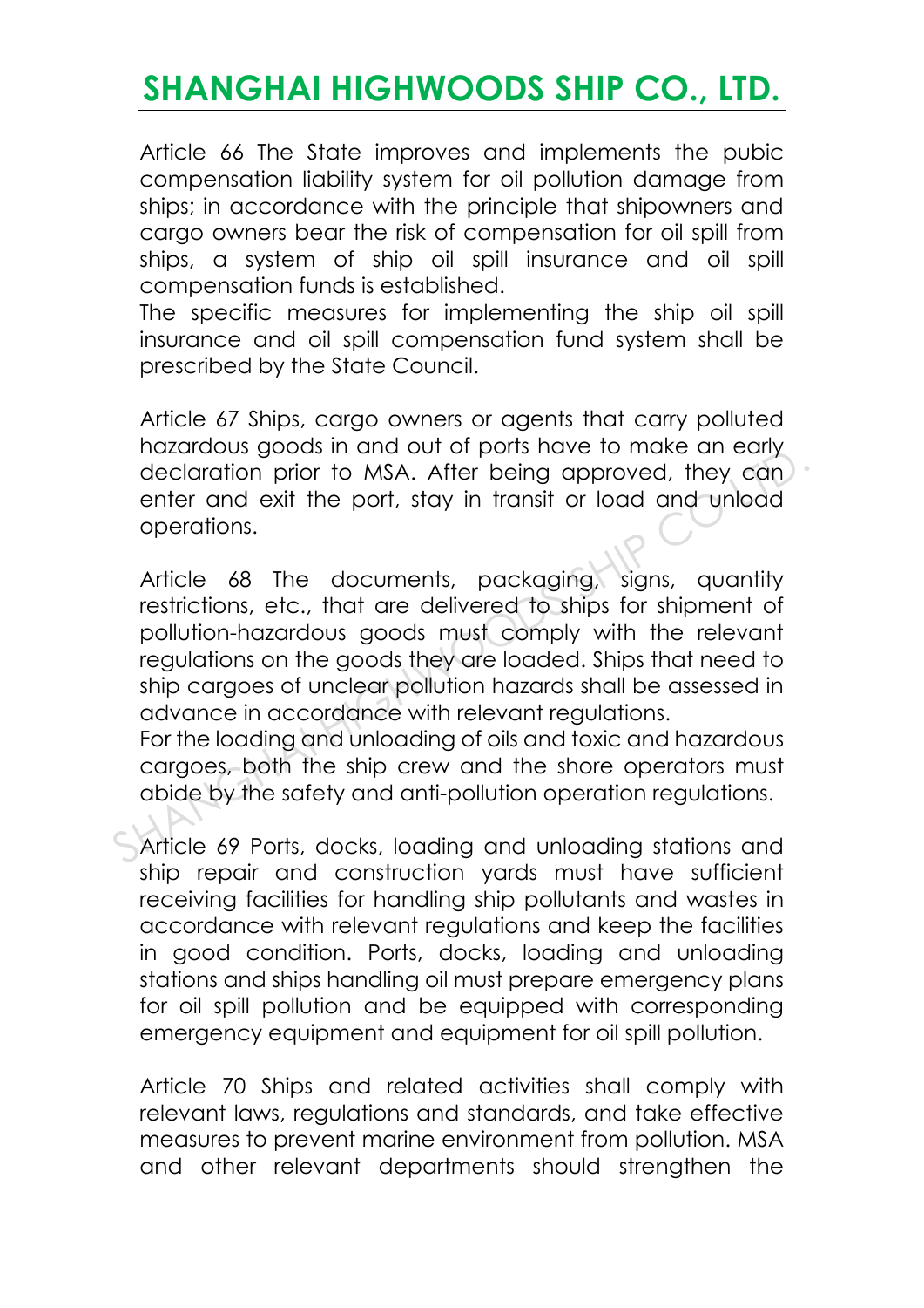Article 66 The State improves and implements the pubic compensation liability system for oil pollution damage from ships; in accordance with the principle that shipowners and cargo owners bear the risk of compensation for oil spill from ships, a system of ship oil spill insurance and oil spill compensation funds is established.
The specific measures for implementing the ship oil spill insurance and oil spill compensation fund system shall be prescribed by the State Council.

Article 67 Ships, cargo owners or agents that carry polluted hazardous goods in and out of ports have to make an early declaration prior to MSA. After being approved, they can enter and exit the port, stay in transit or load and unload operations.

Article 68 The documents, packaging, signs, quantity restrictions, etc., that are delivered to ships for shipment of pollution-hazardous goods must comply with the relevant regulations on the goods they are loaded. Ships that need to ship cargoes of unclear pollution hazards shall be assessed in advance in accordance with relevant regulations.
For the loading and unloading of oils and toxic and hazardous cargoes, both the ship crew and the shore operators must abide by the safety and anti-pollution operation regulations.

Article 69 Ports, docks, loading and unloading stations and ship repair and construction yards must have sufficient receiving facilities for handling ship pollutants and wastes in accordance with relevant regulations and keep the facilities in good condition. Ports, docks, loading and unloading stations and ships handling oil must prepare emergency plans for oil spill pollution and be equipped with corresponding emergency equipment and equipment for oil spill pollution.

Article 70 Ships and related activities shall comply with relevant laws, regulations and standards, and take effective measures to prevent marine environment from pollution. MSA and other relevant departments should strengthen the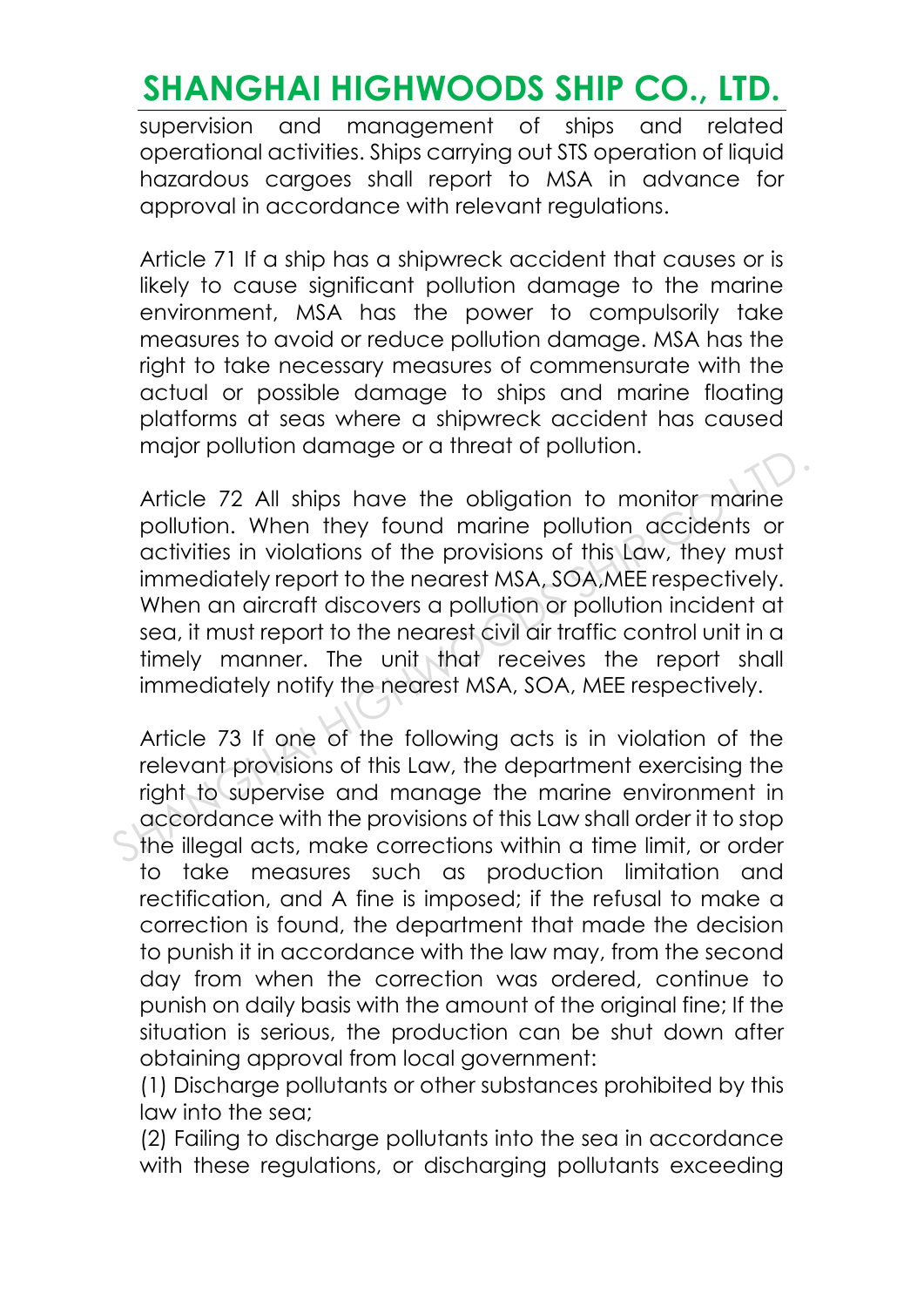supervision and management of ships and related operational activities. Ships carrying out STS operation of liquid hazardous cargoes shall report to MSA in advance for approval in accordance with relevant regulations.

Article 71 If a ship has a shipwreck accident that causes or is likely to cause significant pollution damage to the marine environment, MSA has the power to compulsorily take measures to avoid or reduce pollution damage. MSA has the right to take necessary measures of commensurate with the actual or possible damage to ships and marine floating platforms at seas where a shipwreck accident has caused major pollution damage or a threat of pollution.

Article 72 All ships have the obligation to monitor marine pollution. When they found marine pollution accidents or activities in violations of the provisions of this Law, they must immediately report to the nearest MSA, SOA,MEE respectively. When an aircraft discovers a pollution or pollution incident at sea, it must report to the nearest civil air traffic control unit in a timely manner. The unit that receives the report shall immediately notify the nearest MSA, SOA, MEE respectively.

Article 73 If one of the following acts is in violation of the relevant provisions of this Law, the department exercising the right to supervise and manage the marine environment in accordance with the provisions of this Law shall order it to stop the illegal acts, make corrections within a time limit, or order to take measures such as production limitation and rectification, and A fine is imposed; if the refusal to make a correction is found, the department that made the decision to punish it in accordance with the law may, from the second day from when the correction was ordered, continue to punish on daily basis with the amount of the original fine; If the situation is serious, the production can be shut down after obtaining approval from local government:

(1) Discharge pollutants or other substances prohibited by this law into the sea;

(2) Failing to discharge pollutants into the sea in accordance with these regulations, or discharging pollutants exceeding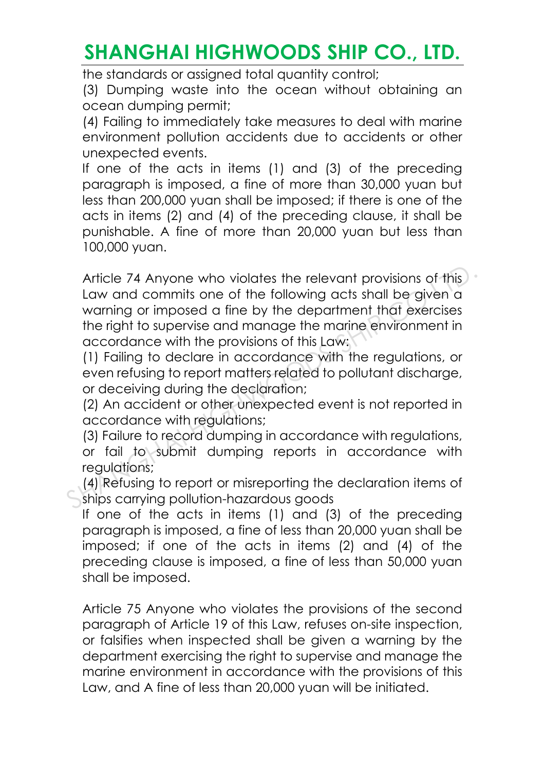the standards or assigned total quantity control;

(3) Dumping waste into the ocean without obtaining an ocean dumping permit;

(4) Failing to immediately take measures to deal with marine environment pollution accidents due to accidents or other unexpected events.

If one of the acts in items (1) and (3) of the preceding paragraph is imposed, a fine of more than 30,000 yuan but less than 200,000 yuan shall be imposed; if there is one of the acts in items (2) and (4) of the preceding clause, it shall be punishable. A fine of more than 20,000 yuan but less than 100,000 yuan.

Article 74 Anyone who violates the relevant provisions of this Law and commits one of the following acts shall be given a warning or imposed a fine by the department that exercises the right to supervise and manage the marine environment in accordance with the provisions of this Law:

(1) Failing to declare in accordance with the regulations, or even refusing to report matters related to pollutant discharge, or deceiving during the declaration;

(2) An accident or other unexpected event is not reported in accordance with regulations;

(3) Failure to record dumping in accordance with regulations, or fail to submit dumping reports in accordance with regulations;

(4) Refusing to report or misreporting the declaration items of ships carrying pollution-hazardous goods

If one of the acts in items (1) and (3) of the preceding paragraph is imposed, a fine of less than 20,000 yuan shall be imposed; if one of the acts in items (2) and (4) of the preceding clause is imposed, a fine of less than 50,000 yuan shall be imposed.

Article 75 Anyone who violates the provisions of the second paragraph of Article 19 of this Law, refuses on-site inspection, or falsifies when inspected shall be given a warning by the department exercising the right to supervise and manage the marine environment in accordance with the provisions of this Law, and A fine of less than 20,000 yuan will be initiated.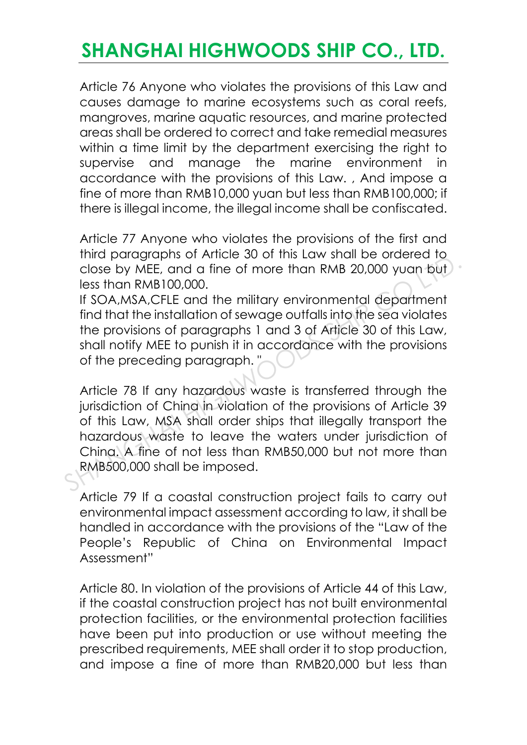Article 76 Anyone who violates the provisions of this Law and causes damage to marine ecosystems such as coral reefs, mangroves, marine aquatic resources, and marine protected areas shall be ordered to correct and take remedial measures within a time limit by the department exercising the right to supervise and manage the marine environment in accordance with the provisions of this Law. , And impose a fine of more than RMB10,000 yuan but less than RMB100,000; if there is illegal income, the illegal income shall be confiscated.

Article 77 Anyone who violates the provisions of the first and third paragraphs of Article 30 of this Law shall be ordered to close by MEE, and a fine of more than RMB 20,000 yuan but less than RMB100,000.

If SOA,MSA,CFLE and the military environmental department find that the installation of sewage outfalls into the sea violates the provisions of paragraphs 1 and 3 of Article 30 of this Law, shall notify MEE to punish it in accordance with the provisions of the preceding paragraph. "

Article 78 If any hazardous waste is transferred through the jurisdiction of China in violation of the provisions of Article 39 of this Law, MSA shall order ships that illegally transport the hazardous waste to leave the waters under jurisdiction of China. A fine of not less than RMB50,000 but not more than RMB500,000 shall be imposed.

Article 79 If a coastal construction project fails to carry out environmental impact assessment according to law, it shall be handled in accordance with the provisions of the "Law of the People's Republic of China on Environmental Impact Assessment"

Article 80. In violation of the provisions of Article 44 of this Law, if the coastal construction project has not built environmental protection facilities, or the environmental protection facilities have been put into production or use without meeting the prescribed requirements, MEE shall order it to stop production, and impose a fine of more than RMB20,000 but less than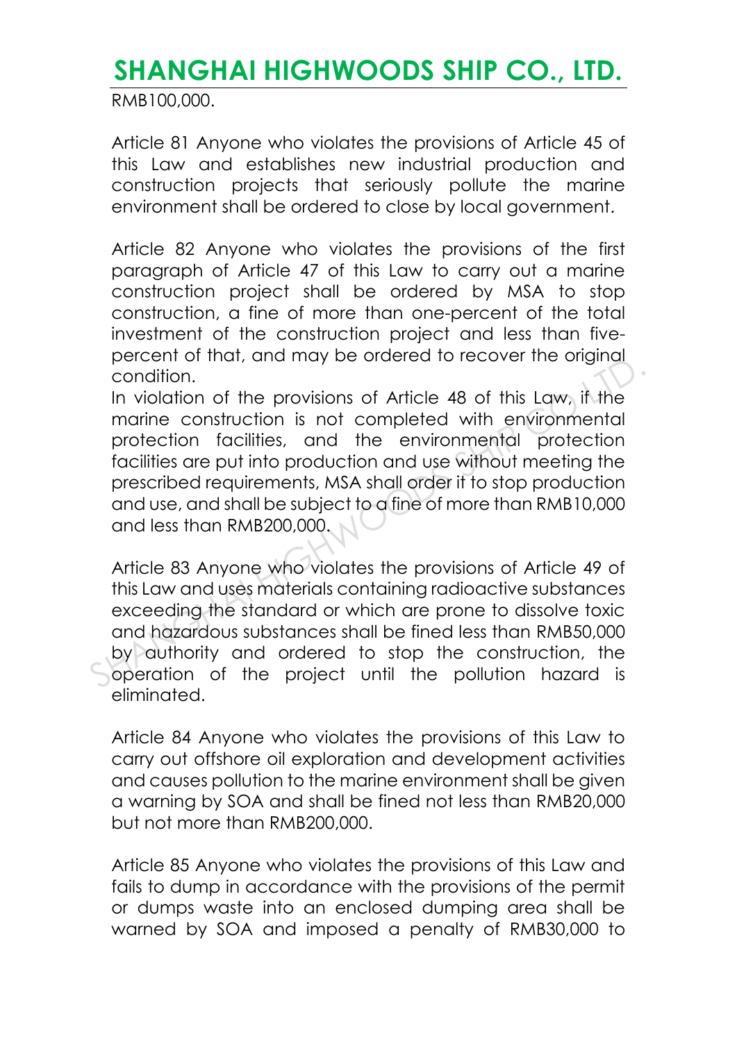RMB100,000.

Article 81 Anyone who violates the provisions of Article 45 of this Law and establishes new industrial production and construction projects that seriously pollute the marine environment shall be ordered to close by local government.

Article 82 Anyone who violates the provisions of the first paragraph of Article 47 of this Law to carry out a marine construction project shall be ordered by MSA to stop construction, a fine of more than one-percent of the total investment of the construction project and less than five-percent of that, and may be ordered to recover the original condition.

In violation of the provisions of Article 48 of this Law, if the marine construction is not completed with environmental protection facilities, and the environmental protection facilities are put into production and use without meeting the prescribed requirements, MSA shall order it to stop production and use, and shall be subject to a fine of more than RMB10,000 and less than RMB200,000.

Article 83 Anyone who violates the provisions of Article 49 of this Law and uses materials containing radioactive substances exceeding the standard or which are prone to dissolve toxic and hazardous substances shall be fined less than RMB50,000 by authority and ordered to stop the construction, the operation of the project until the pollution hazard is eliminated.

Article 84 Anyone who violates the provisions of this Law to carry out offshore oil exploration and development activities and causes pollution to the marine environment shall be given a warning by SOA and shall be fined not less than RMB20,000 but not more than RMB200,000.

Article 85 Anyone who violates the provisions of this Law and fails to dump in accordance with the provisions of the permit or dumps waste into an enclosed dumping area shall be warned by SOA and imposed a penalty of RMB30,000 to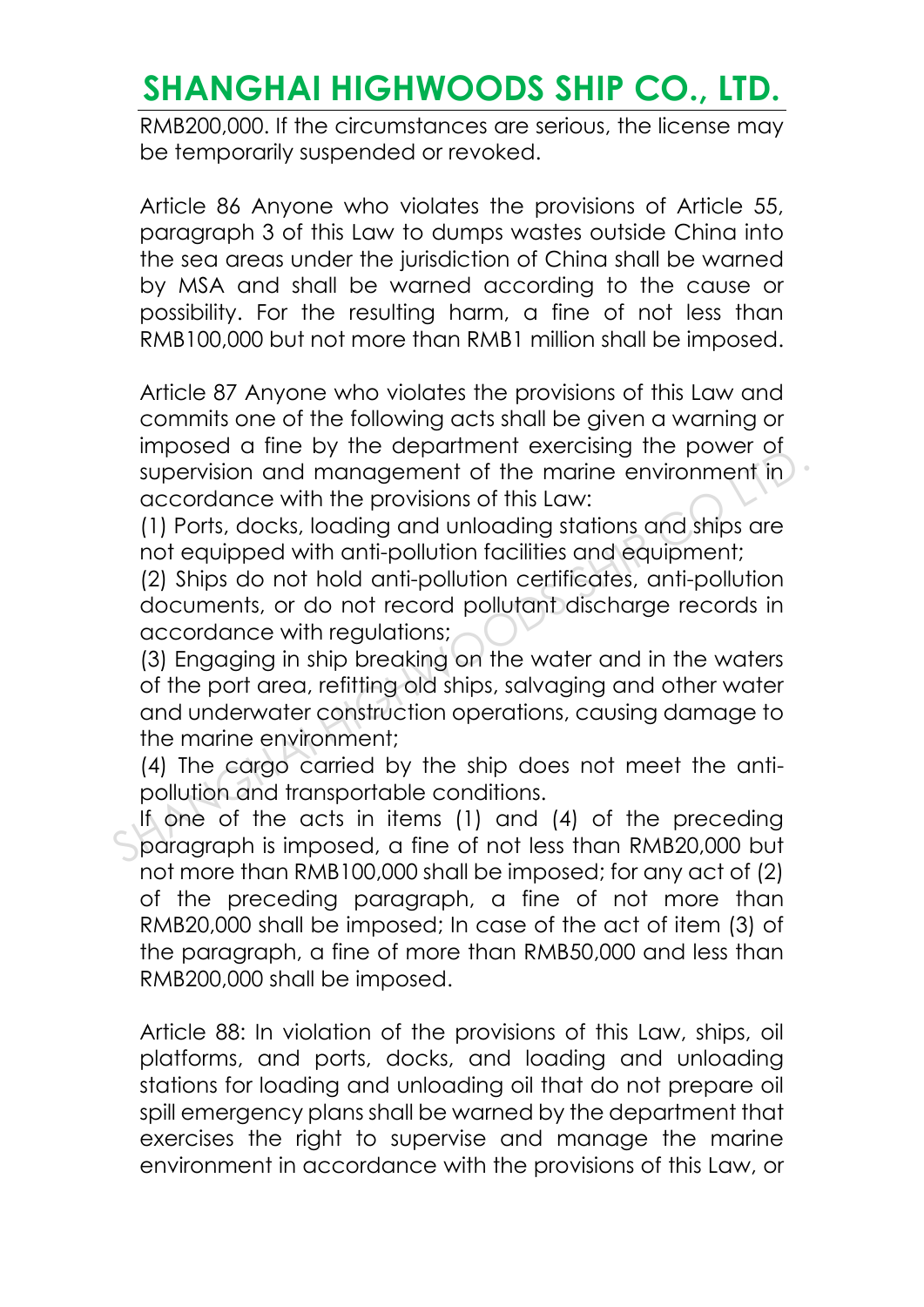RMB200,000. If the circumstances are serious, the license may be temporarily suspended or revoked.

Article 86 Anyone who violates the provisions of Article 55, paragraph 3 of this Law to dumps wastes outside China into the sea areas under the jurisdiction of China shall be warned by MSA and shall be warned according to the cause or possibility. For the resulting harm, a fine of not less than RMB100,000 but not more than RMB1 million shall be imposed.

Article 87 Anyone who violates the provisions of this Law and commits one of the following acts shall be given a warning or imposed a fine by the department exercising the power of supervision and management of the marine environment in accordance with the provisions of this Law:

(1) Ports, docks, loading and unloading stations and ships are not equipped with anti-pollution facilities and equipment;

(2) Ships do not hold anti-pollution certificates, anti-pollution documents, or do not record pollutant discharge records in accordance with regulations;

(3) Engaging in ship breaking on the water and in the waters of the port area, refitting old ships, salvaging and other water and underwater construction operations, causing damage to the marine environment;

(4) The cargo carried by the ship does not meet the anti-pollution and transportable conditions.

If one of the acts in items (1) and (4) of the preceding paragraph is imposed, a fine of not less than RMB20,000 but not more than RMB100,000 shall be imposed; for any act of (2) of the preceding paragraph, a fine of not more than RMB20,000 shall be imposed; In case of the act of item (3) of the paragraph, a fine of more than RMB50,000 and less than RMB200,000 shall be imposed.

Article 88: In violation of the provisions of this Law, ships, oil platforms, and ports, docks, and loading and unloading stations for loading and unloading oil that do not prepare oil spill emergency plans shall be warned by the department that exercises the right to supervise and manage the marine environment in accordance with the provisions of this Law, or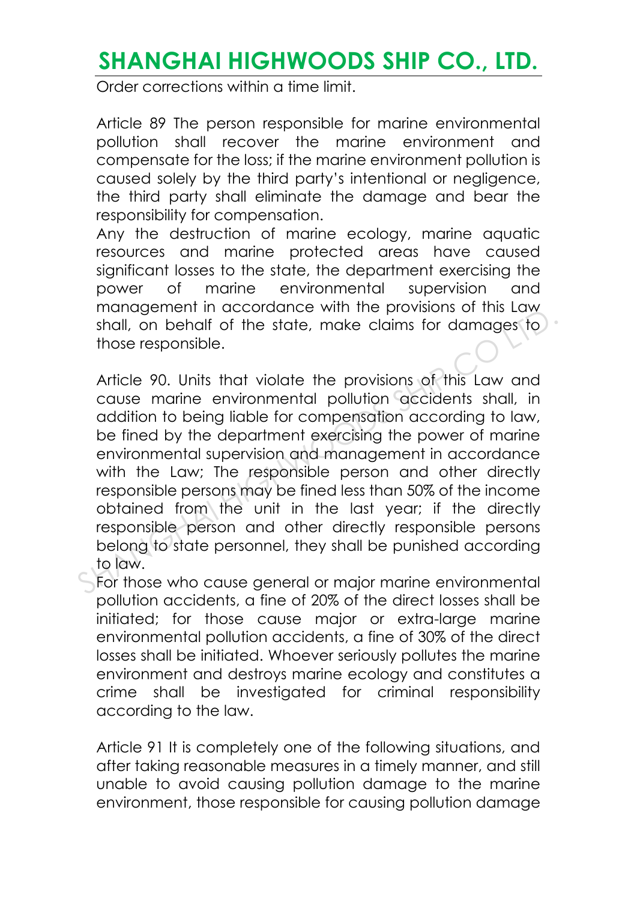Order corrections within a time limit.

Article 89 The person responsible for marine environmental pollution shall recover the marine environment and compensate for the loss; if the marine environment pollution is caused solely by the third party's intentional or negligence, the third party shall eliminate the damage and bear the responsibility for compensation.

Any the destruction of marine ecology, marine aquatic resources and marine protected areas have caused significant losses to the state, the department exercising the power of marine environmental supervision and management in accordance with the provisions of this Law shall, on behalf of the state, make claims for damages to those responsible.

Article 90. Units that violate the provisions of this Law and cause marine environmental pollution accidents shall, in addition to being liable for compensation according to law, be fined by the department exercising the power of marine environmental supervision and management in accordance with the Law; The responsible person and other directly responsible persons may be fined less than 50% of the income obtained from the unit in the last year; if the directly responsible person and other directly responsible persons belong to state personnel, they shall be punished according to law.

For those who cause general or major marine environmental pollution accidents, a fine of 20% of the direct losses shall be initiated; for those cause major or extra-large marine environmental pollution accidents, a fine of 30% of the direct losses shall be initiated. Whoever seriously pollutes the marine environment and destroys marine ecology and constitutes a crime shall be investigated for criminal responsibility according to the law.

Article 91 It is completely one of the following situations, and after taking reasonable measures in a timely manner, and still unable to avoid causing pollution damage to the marine environment, those responsible for causing pollution damage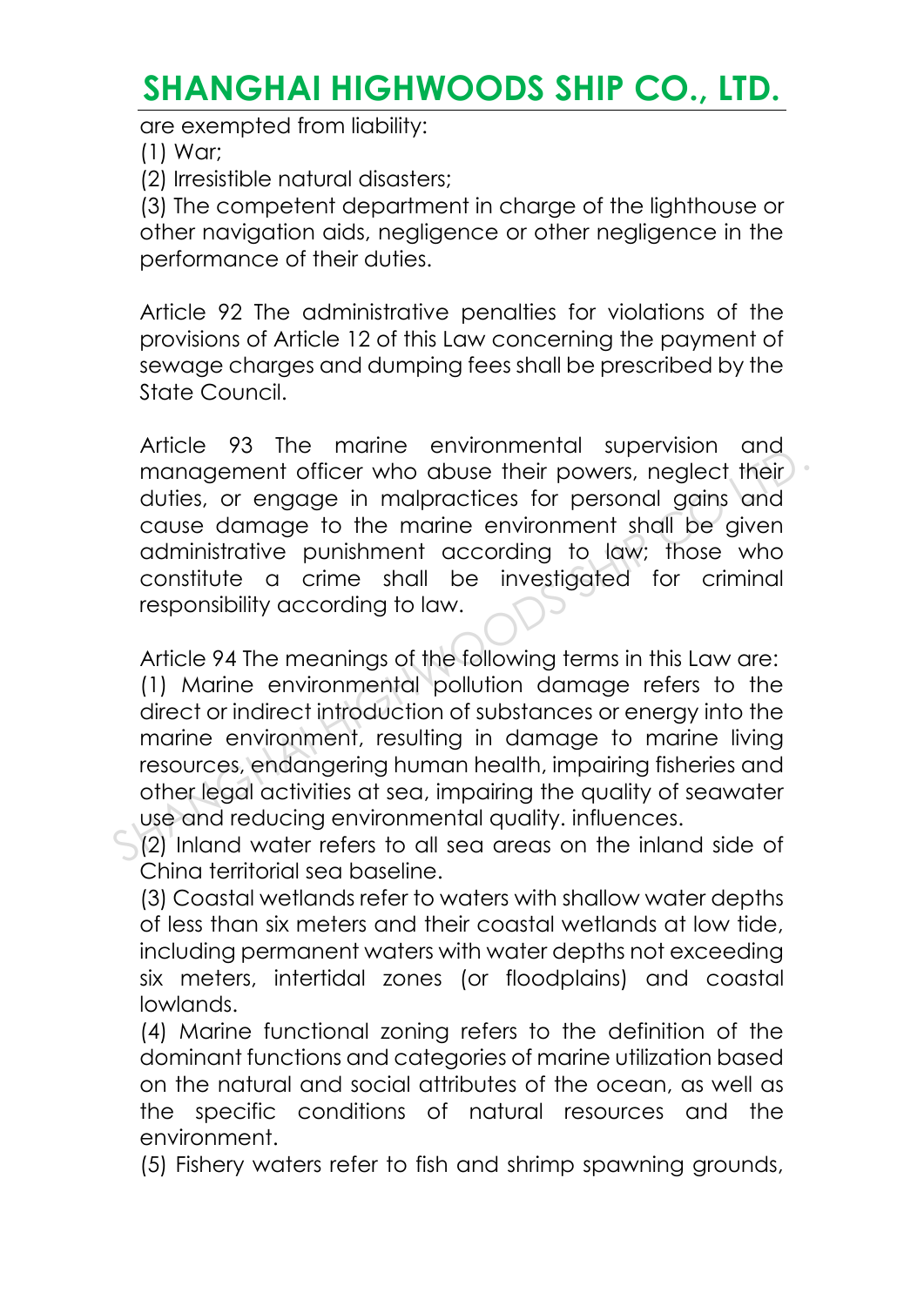are exempted from liability:

(1) War;

(2) Irresistible natural disasters;

(3) The competent department in charge of the lighthouse or other navigation aids, negligence or other negligence in the performance of their duties.

Article 92 The administrative penalties for violations of the provisions of Article 12 of this Law concerning the payment of sewage charges and dumping fees shall be prescribed by the State Council.

Article 93 The marine environmental supervision and management officer who abuse their powers, neglect their duties, or engage in malpractices for personal gains and cause damage to the marine environment shall be given administrative punishment according to law; those who constitute a crime shall be investigated for criminal responsibility according to law.

Article 94 The meanings of the following terms in this Law are:

(1) Marine environmental pollution damage refers to the direct or indirect introduction of substances or energy into the marine environment, resulting in damage to marine living resources, endangering human health, impairing fisheries and other legal activities at sea, impairing the quality of seawater use and reducing environmental quality. influences.

(2) Inland water refers to all sea areas on the inland side of China territorial sea baseline.

(3) Coastal wetlands refer to waters with shallow water depths of less than six meters and their coastal wetlands at low tide, including permanent waters with water depths not exceeding six meters, intertidal zones (or floodplains) and coastal lowlands.

(4) Marine functional zoning refers to the definition of the dominant functions and categories of marine utilization based on the natural and social attributes of the ocean, as well as the specific conditions of natural resources and the environment.

(5) Fishery waters refer to fish and shrimp spawning grounds,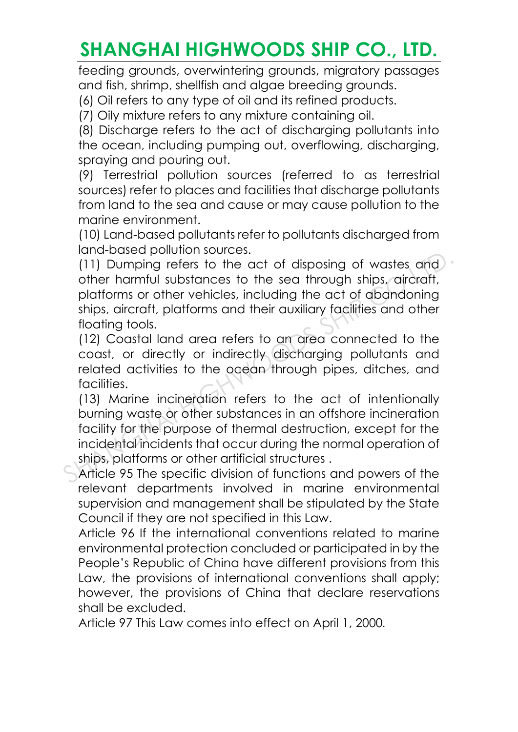feeding grounds, overwintering grounds, migratory passages and fish, shrimp, shellfish and algae breeding grounds.

(6) Oil refers to any type of oil and its refined products.

(7) Oily mixture refers to any mixture containing oil.

(8) Discharge refers to the act of discharging pollutants into the ocean, including pumping out, overflowing, discharging, spraying and pouring out.

(9) Terrestrial pollution sources (referred to as terrestrial sources) refer to places and facilities that discharge pollutants from land to the sea and cause or may cause pollution to the marine environment.

(10) Land-based pollutants refer to pollutants discharged from land-based pollution sources.

(11) Dumping refers to the act of disposing of wastes and other harmful substances to the sea through ships, aircraft, platforms or other vehicles, including the act of abandoning ships, aircraft, platforms and their auxiliary facilities and other floating tools.

(12) Coastal land area refers to an area connected to the coast, or directly or indirectly discharging pollutants and related activities to the ocean through pipes, ditches, and facilities.

(13) Marine incineration refers to the act of intentionally burning waste or other substances in an offshore incineration facility for the purpose of thermal destruction, except for the incidental incidents that occur during the normal operation of ships, platforms or other artificial structures .

Article 95 The specific division of functions and powers of the relevant departments involved in marine environmental supervision and management shall be stipulated by the State Council if they are not specified in this Law.

Article 96 If the international conventions related to marine environmental protection concluded or participated in by the People's Republic of China have different provisions from this Law, the provisions of international conventions shall apply; however, the provisions of China that declare reservations shall be excluded.

Article 97 This Law comes into effect on April 1, 2000.